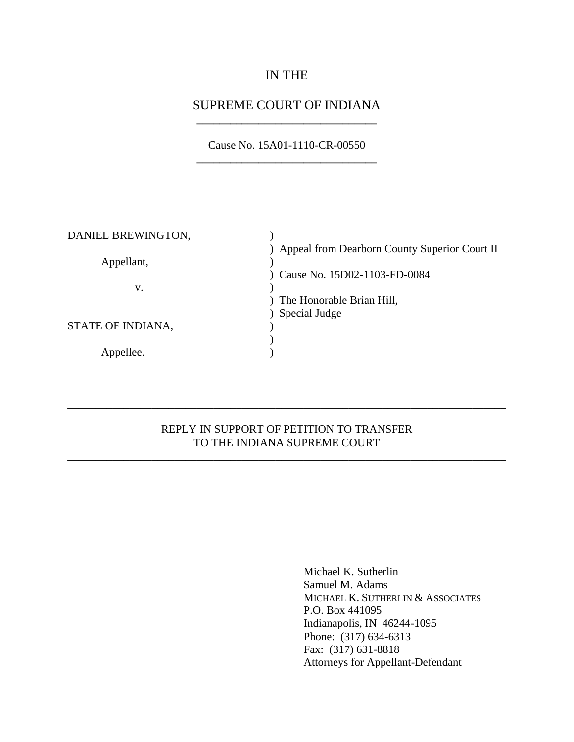IN THE

SUPREME COURT OF INDIANA

---

Cause No. 15A01-1110-CR-00550

---

| | | |
|---|---|---|
| DANIEL BREWINGTON, | ) | |
| | ) | Appeal from Dearborn County Superior Court II |
| Appellant, | ) | |
| | ) | Cause No. 15D02-1103-FD-0084 |
| v. | ) | |
| | ) | The Honorable Brian Hill, |
| | ) | Special Judge |
| STATE OF INDIANA, | ) | |
| | ) | |
| Appellee. | ) | |

---

REPLY IN SUPPORT OF PETITION TO TRANSFER
TO THE INDIANA SUPREME COURT

---

Michael K. Sutherlin
Samuel M. Adams
MICHAEL K. SUTHERLIN & ASSOCIATES
P.O. Box 441095
Indianapolis, IN 46244-1095
Phone: (317) 634-6313
Fax: (317) 631-8818
Attorneys for Appellant-Defendant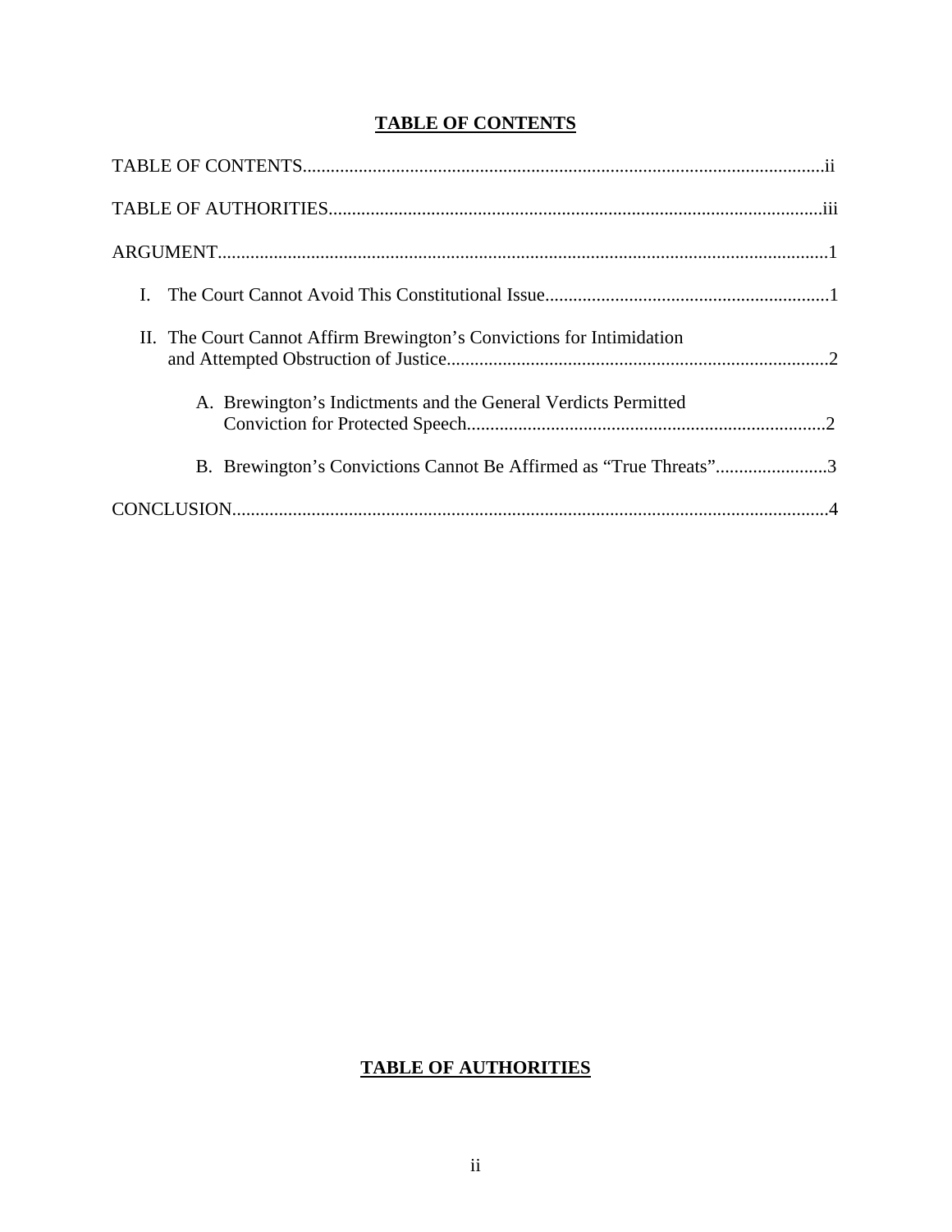# TABLE OF CONTENTS

TABLE OF CONTENTS....................................................................................................................ii

TABLE OF AUTHORITIES.........................................................................................................iii

ARGUMENT..................................................................................................................................1

I. The Court Cannot Avoid This Constitutional Issue.............................................................1

II. The Court Cannot Affirm Brewington's Convictions for Intimidation and Attempted Obstruction of Justice.................................................................................2

A. Brewington's Indictments and the General Verdicts Permitted Conviction for Protected Speech............................................................................2

B. Brewington's Convictions Cannot Be Affirmed as "True Threats"........................3

CONCLUSION...............................................................................................................................4

# TABLE OF AUTHORITIES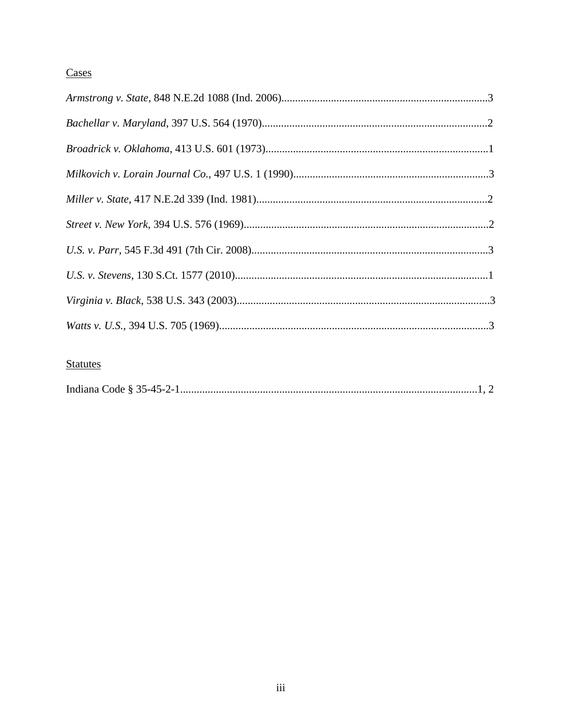Cases

*Armstrong v. State*, 848 N.E.2d 1088 (Ind. 2006)..........................................................................3

*Bachellar v. Maryland*, 397 U.S. 564 (1970)..................................................................................2

*Broadrick v. Oklahoma*, 413 U.S. 601 (1973).................................................................................1

*Milkovich v. Lorain Journal Co.*, 497 U.S. 1 (1990).......................................................................3

*Miller v. State*, 417 N.E.2d 339 (Ind. 1981)....................................................................................2

*Street v. New York*, 394 U.S. 576 (1969).........................................................................................2

*U.S. v. Parr*, 545 F.3d 491 (7th Cir. 2008)......................................................................................3

*U.S. v. Stevens*, 130 S.Ct. 1577 (2010)............................................................................................1

*Virginia v. Black*, 538 U.S. 343 (2003)............................................................................................3

*Watts v. U.S.*, 394 U.S. 705 (1969)..................................................................................................3

Statutes

Indiana Code § 35-45-2-1...........................................................................................................1, 2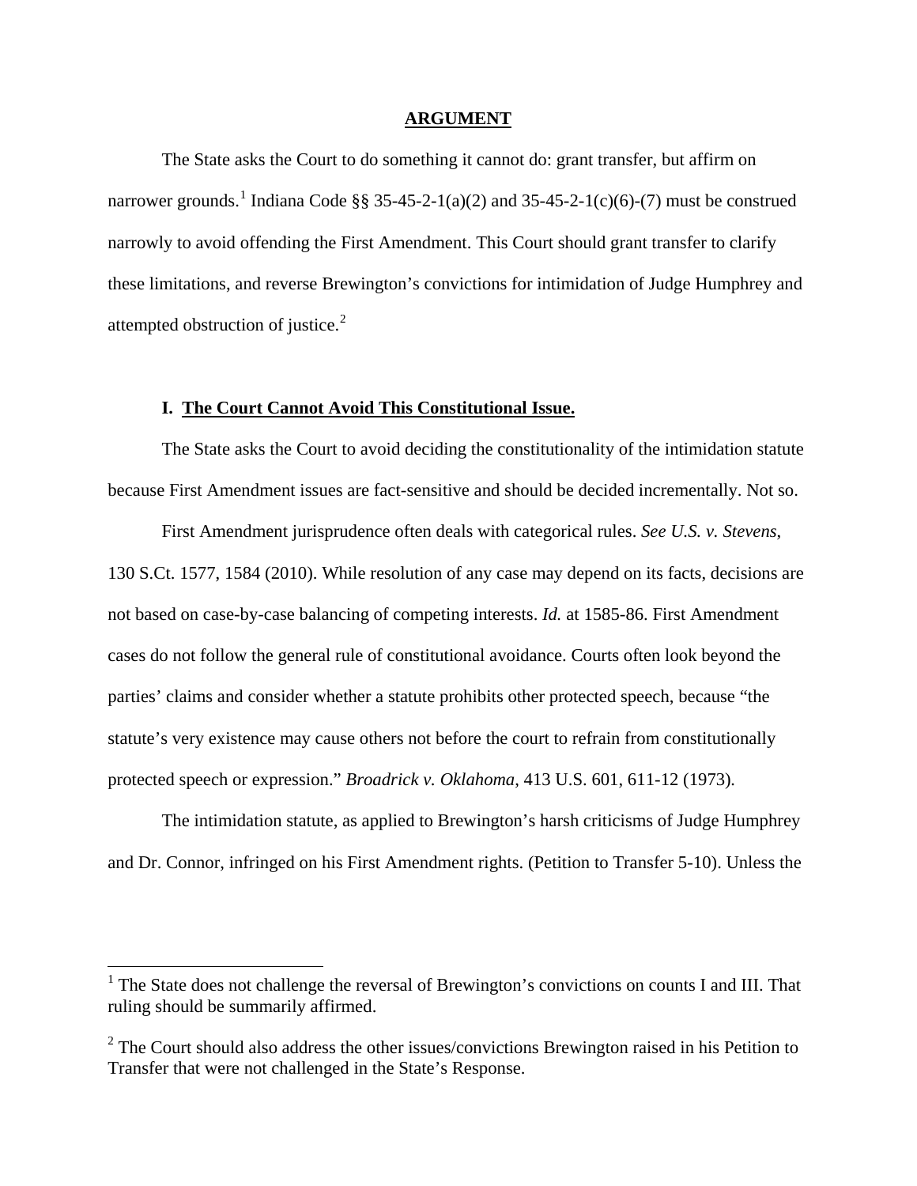## ARGUMENT

The State asks the Court to do something it cannot do: grant transfer, but affirm on narrower grounds.[1] Indiana Code §§ 35-45-2-1(a)(2) and 35-45-2-1(c)(6)-(7) must be construed narrowly to avoid offending the First Amendment. This Court should grant transfer to clarify these limitations, and reverse Brewington's convictions for intimidation of Judge Humphrey and attempted obstruction of justice.[2]

### I. The Court Cannot Avoid This Constitutional Issue.

The State asks the Court to avoid deciding the constitutionality of the intimidation statute because First Amendment issues are fact-sensitive and should be decided incrementally. Not so.

First Amendment jurisprudence often deals with categorical rules. *See U.S. v. Stevens*, 130 S.Ct. 1577, 1584 (2010). While resolution of any case may depend on its facts, decisions are not based on case-by-case balancing of competing interests. *Id.* at 1585-86. First Amendment cases do not follow the general rule of constitutional avoidance. Courts often look beyond the parties' claims and consider whether a statute prohibits other protected speech, because "the statute's very existence may cause others not before the court to refrain from constitutionally protected speech or expression." *Broadrick v. Oklahoma*, 413 U.S. 601, 611-12 (1973).

The intimidation statute, as applied to Brewington's harsh criticisms of Judge Humphrey and Dr. Connor, infringed on his First Amendment rights. (Petition to Transfer 5-10). Unless the

---

[1] The State does not challenge the reversal of Brewington's convictions on counts I and III. That ruling should be summarily affirmed.

[2] The Court should also address the other issues/convictions Brewington raised in his Petition to Transfer that were not challenged in the State's Response.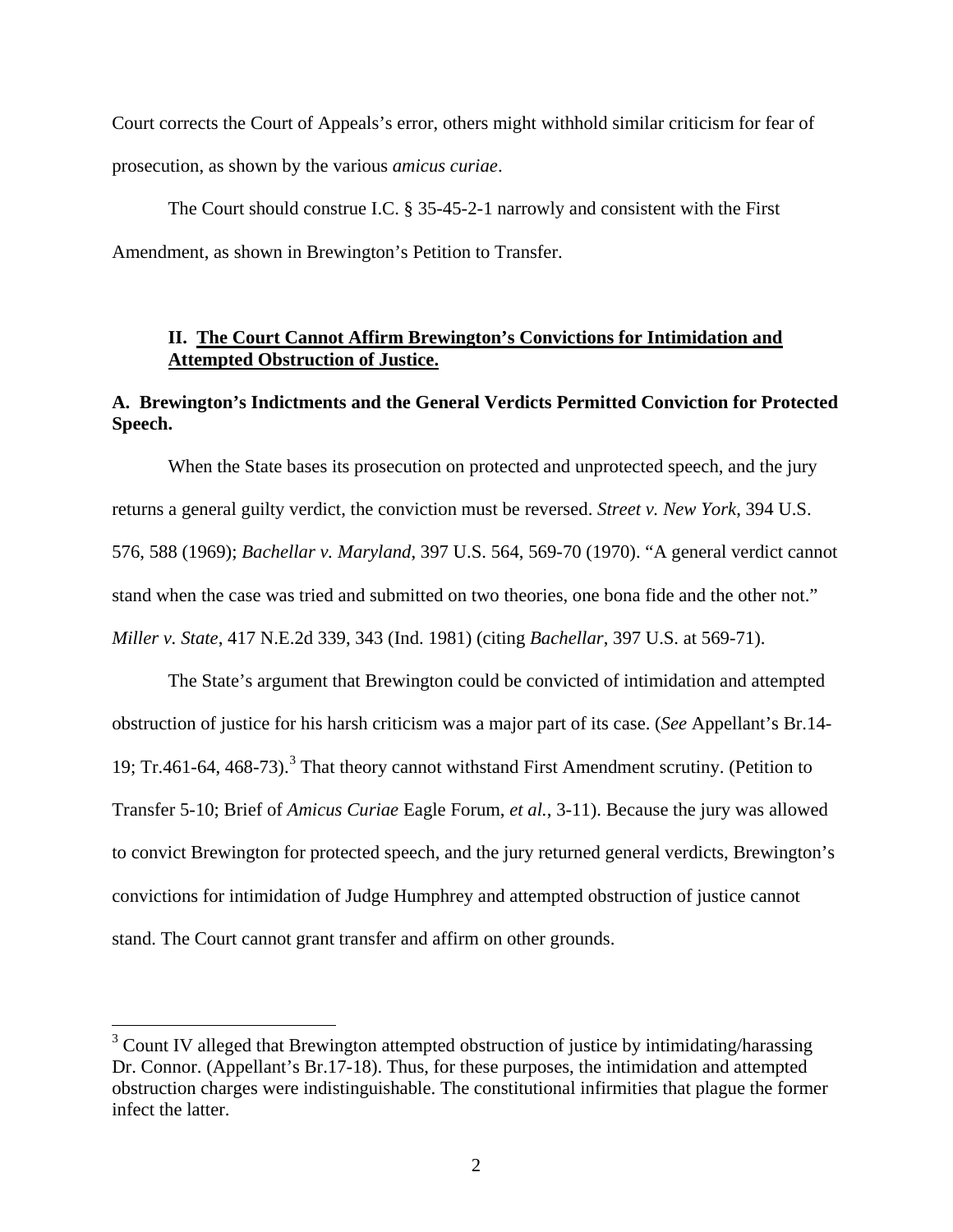Court corrects the Court of Appeals's error, others might withhold similar criticism for fear of prosecution, as shown by the various *amicus curiae*.

The Court should construe I.C. § 35-45-2-1 narrowly and consistent with the First Amendment, as shown in Brewington's Petition to Transfer.

## II. <u>The Court Cannot Affirm Brewington's Convictions for Intimidation and Attempted Obstruction of Justice.</u>

### A. Brewington's Indictments and the General Verdicts Permitted Conviction for Protected Speech.

When the State bases its prosecution on protected and unprotected speech, and the jury returns a general guilty verdict, the conviction must be reversed. *Street v. New York*, 394 U.S. 576, 588 (1969); *Bachellar v. Maryland*, 397 U.S. 564, 569-70 (1970). "A general verdict cannot stand when the case was tried and submitted on two theories, one bona fide and the other not." *Miller v. State*, 417 N.E.2d 339, 343 (Ind. 1981) (citing *Bachellar*, 397 U.S. at 569-71).

The State's argument that Brewington could be convicted of intimidation and attempted obstruction of justice for his harsh criticism was a major part of its case. (*See* Appellant's Br.14-19; Tr.461-64, 468-73).[3] That theory cannot withstand First Amendment scrutiny. (Petition to Transfer 5-10; Brief of *Amicus Curiae* Eagle Forum, *et al.*, 3-11). Because the jury was allowed to convict Brewington for protected speech, and the jury returned general verdicts, Brewington's convictions for intimidation of Judge Humphrey and attempted obstruction of justice cannot stand. The Court cannot grant transfer and affirm on other grounds.

---

[3] Count IV alleged that Brewington attempted obstruction of justice by intimidating/harassing Dr. Connor. (Appellant's Br.17-18). Thus, for these purposes, the intimidation and attempted obstruction charges were indistinguishable. The constitutional infirmities that plague the former infect the latter.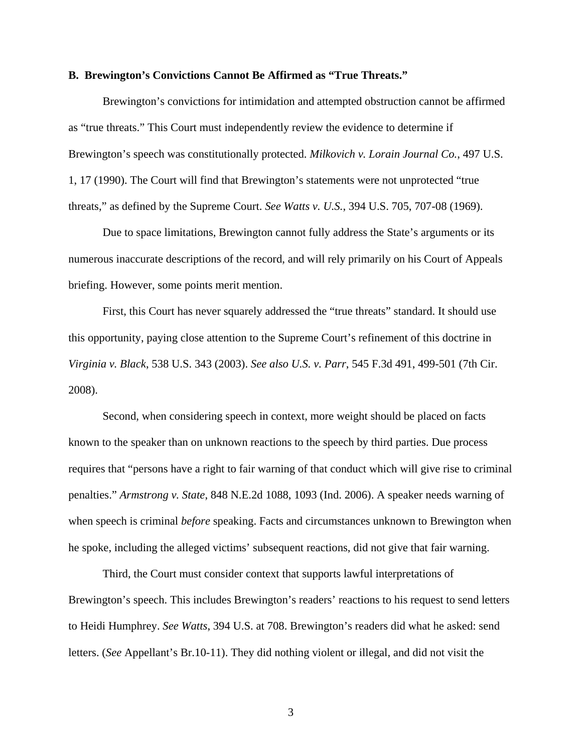### B. Brewington's Convictions Cannot Be Affirmed as "True Threats."

Brewington's convictions for intimidation and attempted obstruction cannot be affirmed as "true threats." This Court must independently review the evidence to determine if Brewington's speech was constitutionally protected. *Milkovich v. Lorain Journal Co.*, 497 U.S. 1, 17 (1990). The Court will find that Brewington's statements were not unprotected "true threats," as defined by the Supreme Court. *See Watts v. U.S.*, 394 U.S. 705, 707-08 (1969).

Due to space limitations, Brewington cannot fully address the State's arguments or its numerous inaccurate descriptions of the record, and will rely primarily on his Court of Appeals briefing. However, some points merit mention.

First, this Court has never squarely addressed the "true threats" standard. It should use this opportunity, paying close attention to the Supreme Court's refinement of this doctrine in *Virginia v. Black*, 538 U.S. 343 (2003). *See also U.S. v. Parr*, 545 F.3d 491, 499-501 (7th Cir. 2008).

Second, when considering speech in context, more weight should be placed on facts known to the speaker than on unknown reactions to the speech by third parties. Due process requires that "persons have a right to fair warning of that conduct which will give rise to criminal penalties." *Armstrong v. State*, 848 N.E.2d 1088, 1093 (Ind. 2006). A speaker needs warning of when speech is criminal *before* speaking. Facts and circumstances unknown to Brewington when he spoke, including the alleged victims' subsequent reactions, did not give that fair warning.

Third, the Court must consider context that supports lawful interpretations of Brewington's speech. This includes Brewington's readers' reactions to his request to send letters to Heidi Humphrey. *See Watts*, 394 U.S. at 708. Brewington's readers did what he asked: send letters. (*See* Appellant's Br.10-11). They did nothing violent or illegal, and did not visit the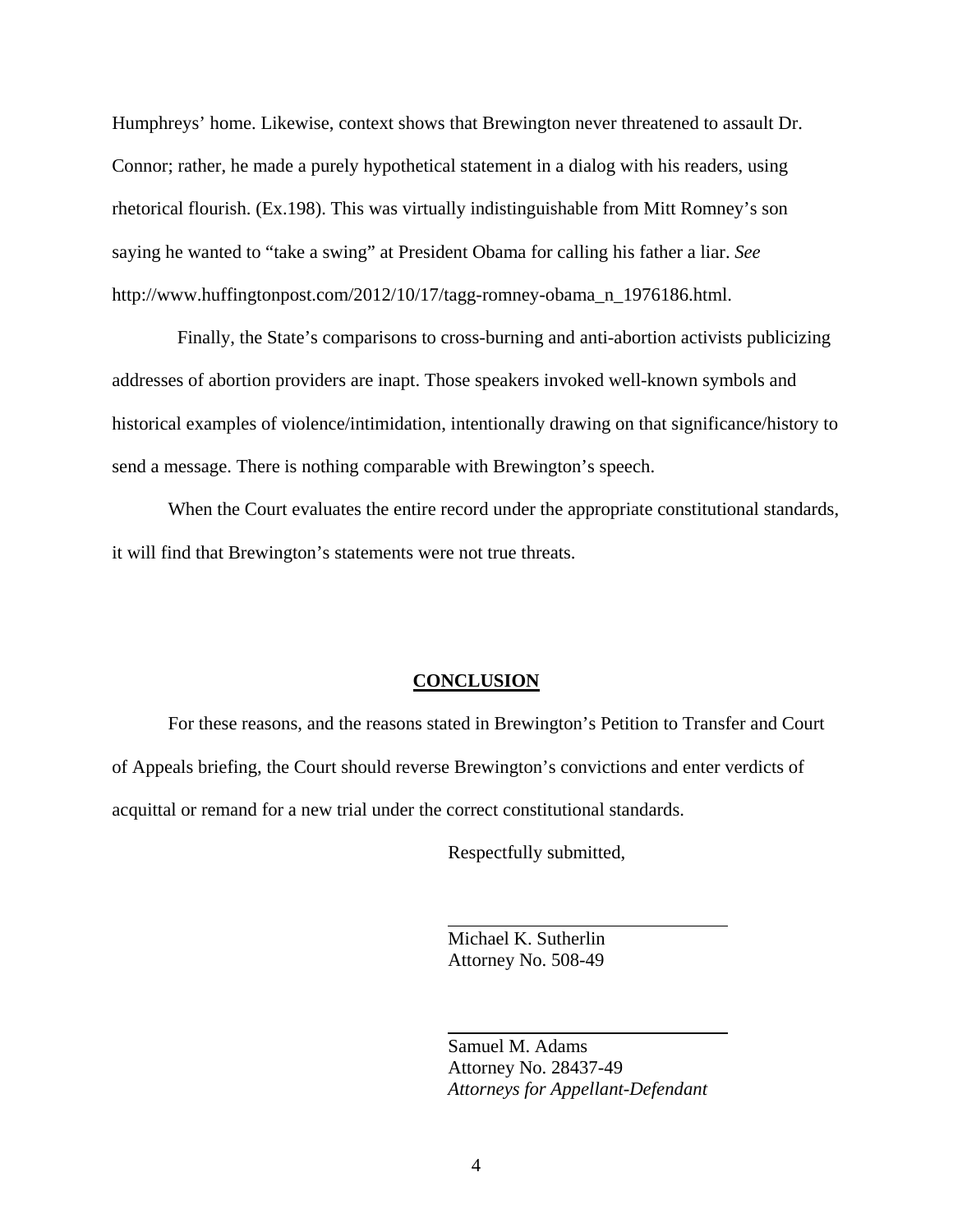Humphreys' home. Likewise, context shows that Brewington never threatened to assault Dr. Connor; rather, he made a purely hypothetical statement in a dialog with his readers, using rhetorical flourish. (Ex.198). This was virtually indistinguishable from Mitt Romney's son saying he wanted to "take a swing" at President Obama for calling his father a liar. *See* http://www.huffingtonpost.com/2012/10/17/tagg-romney-obama_n_1976186.html.

Finally, the State's comparisons to cross-burning and anti-abortion activists publicizing addresses of abortion providers are inapt. Those speakers invoked well-known symbols and historical examples of violence/intimidation, intentionally drawing on that significance/history to send a message. There is nothing comparable with Brewington's speech.

When the Court evaluates the entire record under the appropriate constitutional standards, it will find that Brewington's statements were not true threats.

## **CONCLUSION**

For these reasons, and the reasons stated in Brewington's Petition to Transfer and Court of Appeals briefing, the Court should reverse Brewington's convictions and enter verdicts of acquittal or remand for a new trial under the correct constitutional standards.

Respectfully submitted,

Michael K. Sutherlin
Attorney No. 508-49

Samuel M. Adams
Attorney No. 28437-49
*Attorneys for Appellant-Defendant*